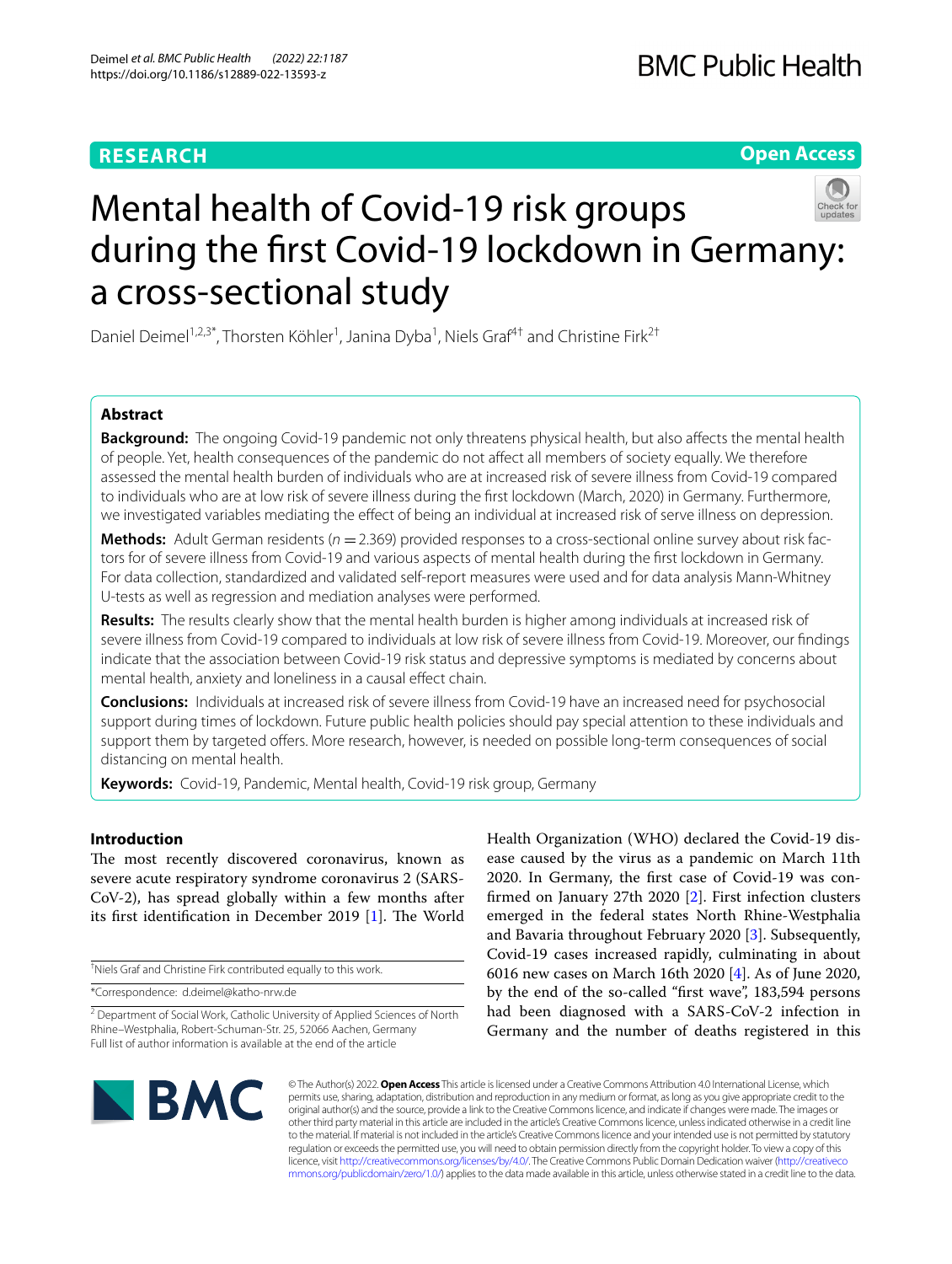RESEARCH

Open Access

# Mental health of Covid-19 risk groups during the first Covid-19 lockdown in Germany: a cross-sectional study

Daniel Deimel[1,2,3*], Thorsten Köhler[1], Janina Dyba[1], Niels Graf[4†] and Christine Firk[2†]

## Abstract

**Background:** The ongoing Covid-19 pandemic not only threatens physical health, but also affects the mental health of people. Yet, health consequences of the pandemic do not affect all members of society equally. We therefore assessed the mental health burden of individuals who are at increased risk of severe illness from Covid-19 compared to individuals who are at low risk of severe illness during the first lockdown (March, 2020) in Germany. Furthermore, we investigated variables mediating the effect of being an individual at increased risk of serve illness on depression.

**Methods:** Adult German residents (*n* = 2.369) provided responses to a cross-sectional online survey about risk factors for of severe illness from Covid-19 and various aspects of mental health during the first lockdown in Germany. For data collection, standardized and validated self-report measures were used and for data analysis Mann-Whitney U-tests as well as regression and mediation analyses were performed.

**Results:** The results clearly show that the mental health burden is higher among individuals at increased risk of severe illness from Covid-19 compared to individuals at low risk of severe illness from Covid-19. Moreover, our findings indicate that the association between Covid-19 risk status and depressive symptoms is mediated by concerns about mental health, anxiety and loneliness in a causal effect chain.

**Conclusions:** Individuals at increased risk of severe illness from Covid-19 have an increased need for psychosocial support during times of lockdown. Future public health policies should pay special attention to these individuals and support them by targeted offers. More research, however, is needed on possible long-term consequences of social distancing on mental health.

**Keywords:** Covid-19, Pandemic, Mental health, Covid-19 risk group, Germany

## Introduction

The most recently discovered coronavirus, known as severe acute respiratory syndrome coronavirus 2 (SARS-CoV-2), has spread globally within a few months after its first identification in December 2019 [1]. The World Health Organization (WHO) declared the Covid-19 disease caused by the virus as a pandemic on March 11th 2020. In Germany, the first case of Covid-19 was confirmed on January 27th 2020 [2]. First infection clusters emerged in the federal states North Rhine-Westphalia and Bavaria throughout February 2020 [3]. Subsequently, Covid-19 cases increased rapidly, culminating in about 6016 new cases on March 16th 2020 [4]. As of June 2020, by the end of the so-called "first wave", 183,594 persons had been diagnosed with a SARS-CoV-2 infection in Germany and the number of deaths registered in this

†Niels Graf and Christine Firk contributed equally to this work.

*Correspondence: d.deimel@katho-nrw.de

[2] Department of Social Work, Catholic University of Applied Sciences of North Rhine–Westphalia, Robert-Schuman-Str. 25, 52066 Aachen, Germany
Full list of author information is available at the end of the article

© The Author(s) 2022. **Open Access** This article is licensed under a Creative Commons Attribution 4.0 International License, which permits use, sharing, adaptation, distribution and reproduction in any medium or format, as long as you give appropriate credit to the original author(s) and the source, provide a link to the Creative Commons licence, and indicate if changes were made. The images or other third party material in this article are included in the article's Creative Commons licence, unless indicated otherwise in a credit line to the material. If material is not included in the article's Creative Commons licence and your intended use is not permitted by statutory regulation or exceeds the permitted use, you will need to obtain permission directly from the copyright holder. To view a copy of this licence, visit http://creativecommons.org/licenses/by/4.0/. The Creative Commons Public Domain Dedication waiver (http://creativecommons.org/publicdomain/zero/1.0/) applies to the data made available in this article, unless otherwise stated in a credit line to the data.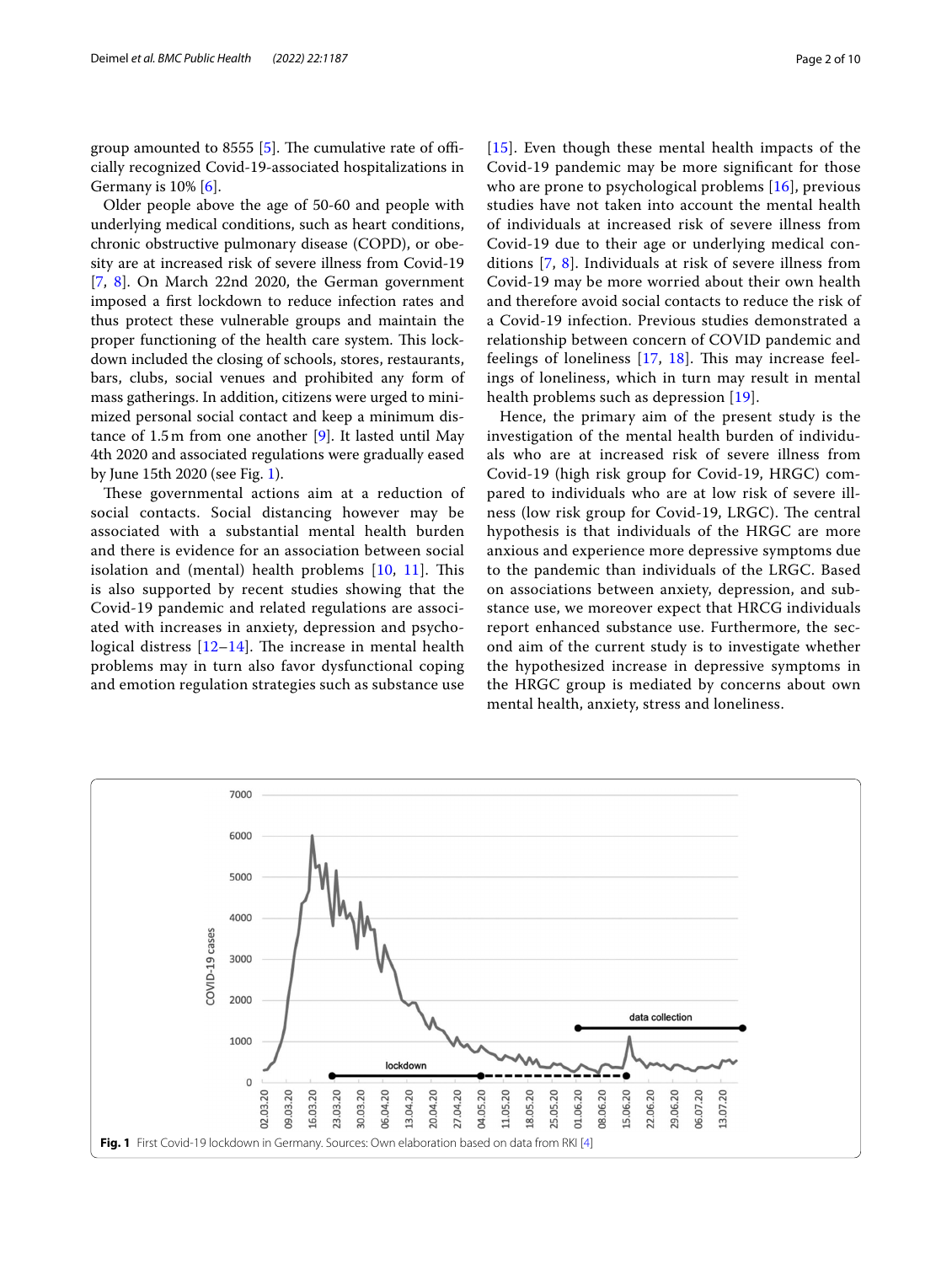group amounted to 8555 [5]. The cumulative rate of officially recognized Covid-19-associated hospitalizations in Germany is 10% [6].

Older people above the age of 50-60 and people with underlying medical conditions, such as heart conditions, chronic obstructive pulmonary disease (COPD), or obesity are at increased risk of severe illness from Covid-19 [7, 8]. On March 22nd 2020, the German government imposed a first lockdown to reduce infection rates and thus protect these vulnerable groups and maintain the proper functioning of the health care system. This lockdown included the closing of schools, stores, restaurants, bars, clubs, social venues and prohibited any form of mass gatherings. In addition, citizens were urged to minimized personal social contact and keep a minimum distance of 1.5 m from one another [9]. It lasted until May 4th 2020 and associated regulations were gradually eased by June 15th 2020 (see Fig. 1).

These governmental actions aim at a reduction of social contacts. Social distancing however may be associated with a substantial mental health burden and there is evidence for an association between social isolation and (mental) health problems [10, 11]. This is also supported by recent studies showing that the Covid-19 pandemic and related regulations are associated with increases in anxiety, depression and psychological distress [12–14]. The increase in mental health problems may in turn also favor dysfunctional coping and emotion regulation strategies such as substance use [15]. Even though these mental health impacts of the Covid-19 pandemic may be more significant for those who are prone to psychological problems [16], previous studies have not taken into account the mental health of individuals at increased risk of severe illness from Covid-19 due to their age or underlying medical conditions [7, 8]. Individuals at risk of severe illness from Covid-19 may be more worried about their own health and therefore avoid social contacts to reduce the risk of a Covid-19 infection. Previous studies demonstrated a relationship between concern of COVID pandemic and feelings of loneliness [17, 18]. This may increase feelings of loneliness, which in turn may result in mental health problems such as depression [19].

Hence, the primary aim of the present study is the investigation of the mental health burden of individuals who are at increased risk of severe illness from Covid-19 (high risk group for Covid-19, HRGC) compared to individuals who are at low risk of severe illness (low risk group for Covid-19, LRGC). The central hypothesis is that individuals of the HRGC are more anxious and experience more depressive symptoms due to the pandemic than individuals of the LRGC. Based on associations between anxiety, depression, and substance use, we moreover expect that HRCG individuals report enhanced substance use. Furthermore, the second aim of the current study is to investigate whether the hypothesized increase in depressive symptoms in the HRGC group is mediated by concerns about own mental health, anxiety, stress and loneliness.

**Fig. 1** First Covid-19 lockdown in Germany. Sources: Own elaboration based on data from RKI [4]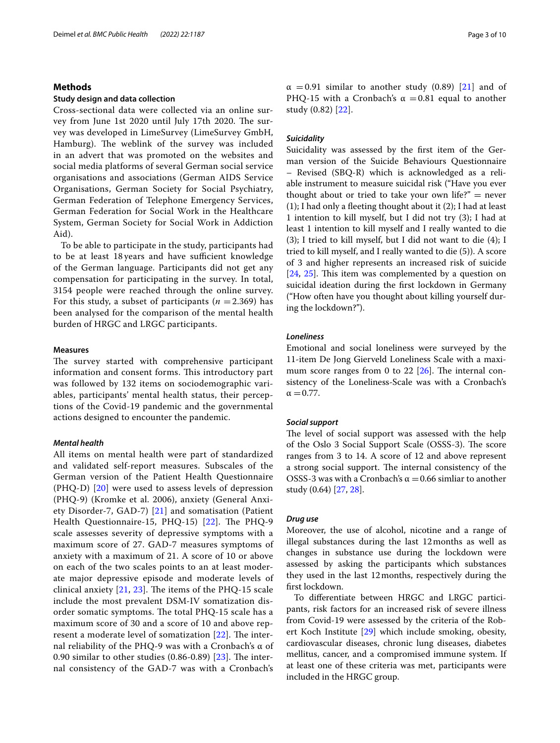## Methods

### Study design and data collection

Cross-sectional data were collected via an online survey from June 1st 2020 until July 17th 2020. The survey was developed in LimeSurvey (LimeSurvey GmbH, Hamburg). The weblink of the survey was included in an advert that was promoted on the websites and social media platforms of several German social service organisations and associations (German AIDS Service Organisations, German Society for Social Psychiatry, German Federation of Telephone Emergency Services, German Federation for Social Work in the Healthcare System, German Society for Social Work in Addiction Aid).

To be able to participate in the study, participants had to be at least 18 years and have sufficient knowledge of the German language. Participants did not get any compensation for participating in the survey. In total, 3154 people were reached through the online survey. For this study, a subset of participants ($n = 2.369$) has been analysed for the comparison of the mental health burden of HRGC and LRGC participants.

### Measures

The survey started with comprehensive participant information and consent forms. This introductory part was followed by 132 items on sociodemographic variables, participants' mental health status, their perceptions of the Covid-19 pandemic and the governmental actions designed to encounter the pandemic.

#### *Mental health*

All items on mental health were part of standardized and validated self-report measures. Subscales of the German version of the Patient Health Questionnaire (PHQ-D) [20] were used to assess levels of depression (PHQ-9) (Kromke et al. 2006), anxiety (General Anxiety Disorder-7, GAD-7) [21] and somatisation (Patient Health Questionnaire-15, PHQ-15) [22]. The PHQ-9 scale assesses severity of depressive symptoms with a maximum score of 27. GAD-7 measures symptoms of anxiety with a maximum of 21. A score of 10 or above on each of the two scales points to an at least moderate major depressive episode and moderate levels of clinical anxiety [21, 23]. The items of the PHQ-15 scale include the most prevalent DSM-IV somatization disorder somatic symptoms. The total PHQ-15 scale has a maximum score of 30 and a score of 10 and above represent a moderate level of somatization [22]. The internal reliability of the PHQ-9 was with a Cronbach's $\alpha$ of 0.90 similar to other studies (0.86-0.89) [23]. The internal consistency of the GAD-7 was with a Cronbach's $\alpha = 0.91$ similar to another study (0.89) [21] and of PHQ-15 with a Cronbach's $\alpha = 0.81$ equal to another study (0.82) [22].

#### *Suicidality*

Suicidality was assessed by the first item of the German version of the Suicide Behaviours Questionnaire – Revised (SBQ-R) which is acknowledged as a reliable instrument to measure suicidal risk ("Have you ever thought about or tried to take your own life?" = never (1); I had only a fleeting thought about it (2); I had at least 1 intention to kill myself, but I did not try (3); I had at least 1 intention to kill myself and I really wanted to die (3); I tried to kill myself, but I did not want to die (4); I tried to kill myself, and I really wanted to die (5)). A score of 3 and higher represents an increased risk of suicide [24, 25]. This item was complemented by a question on suicidal ideation during the first lockdown in Germany ("How often have you thought about killing yourself during the lockdown?").

#### *Loneliness*

Emotional and social loneliness were surveyed by the 11-item De Jong Gierveld Loneliness Scale with a maximum score ranges from 0 to 22 [26]. The internal consistency of the Loneliness-Scale was with a Cronbach's $\alpha = 0.77$.

#### *Social support*

The level of social support was assessed with the help of the Oslo 3 Social Support Scale (OSSS-3). The score ranges from 3 to 14. A score of 12 and above represent a strong social support. The internal consistency of the OSSS-3 was with a Cronbach's $\alpha = 0.66$ simliar to another study (0.64) [27, 28].

#### *Drug use*

Moreover, the use of alcohol, nicotine and a range of illegal substances during the last 12 months as well as changes in substance use during the lockdown were assessed by asking the participants which substances they used in the last 12 months, respectively during the first lockdown.

To differentiate between HRGC and LRGC participants, risk factors for an increased risk of severe illness from Covid-19 were assessed by the criteria of the Robert Koch Institute [29] which include smoking, obesity, cardiovascular diseases, chronic lung diseases, diabetes mellitus, cancer, and a compromised immune system. If at least one of these criteria was met, participants were included in the HRGC group.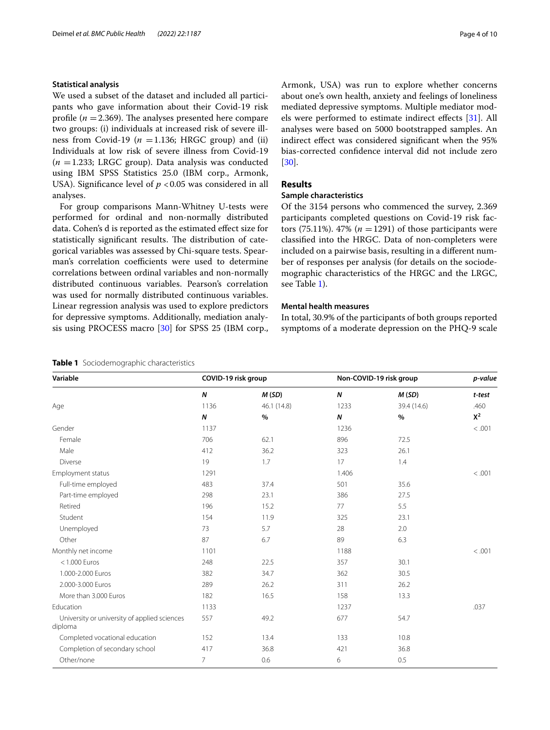### Statistical analysis

We used a subset of the dataset and included all participants who gave information about their Covid-19 risk profile ($n$ =2.369). The analyses presented here compare two groups: (i) individuals at increased risk of severe illness from Covid-19 ($n$ =1.136; HRGC group) and (ii) Individuals at low risk of severe illness from Covid-19 ($n$ =1.233; LRGC group). Data analysis was conducted using IBM SPSS Statistics 25.0 (IBM corp., Armonk, USA). Significance level of $p < 0.05$ was considered in all analyses.

For group comparisons Mann-Whitney U-tests were performed for ordinal and non-normally distributed data. Cohen's d is reported as the estimated effect size for statistically significant results. The distribution of categorical variables was assessed by Chi-square tests. Spearman's correlation coefficients were used to determine correlations between ordinal variables and non-normally distributed continuous variables. Pearson's correlation was used for normally distributed continuous variables. Linear regression analysis was used to explore predictors for depressive symptoms. Additionally, mediation analysis using PROCESS macro [30] for SPSS 25 (IBM corp., Armonk, USA) was run to explore whether concerns about one's own health, anxiety and feelings of loneliness mediated depressive symptoms. Multiple mediator models were performed to estimate indirect effects [31]. All analyses were based on 5000 bootstrapped samples. An indirect effect was considered significant when the 95% bias-corrected confidence interval did not include zero [30].

## Results

### Sample characteristics

Of the 3154 persons who commenced the survey, 2.369 participants completed questions on Covid-19 risk factors (75.11%). 47% ($n$ =1291) of those participants were classified into the HRGC. Data of non-completers were included on a pairwise basis, resulting in a different number of responses per analysis (for details on the sociodemographic characteristics of the HRGC and the LRGC, see Table 1).

### Mental health measures

In total, 30.9% of the participants of both groups reported symptoms of a moderate depression on the PHQ-9 scale

**Table 1** Sociodemographic characteristics

| Variable | COVID-19 risk group | | Non-COVID-19 risk group | | p-value |
|---|---|---|---|---|---|
| | ***N*** | ***M (SD)*** | ***N*** | ***M (SD)*** | ***t-test*** |
| Age | 1136 | 46.1 (14.8) | 1233 | 39.4 (14.6) | .460 |
| | ***N*** | **%** | ***N*** | **%** | $X^2$ |
| Gender | 1137 | | 1236 | | < .001 |
| Female | 706 | 62.1 | 896 | 72.5 | |
| Male | 412 | 36.2 | 323 | 26.1 | |
| Diverse | 19 | 1.7 | 17 | 1.4 | |
| Employment status | 1291 | | 1.406 | | < .001 |
| Full-time employed | 483 | 37.4 | 501 | 35.6 | |
| Part-time employed | 298 | 23.1 | 386 | 27.5 | |
| Retired | 196 | 15.2 | 77 | 5.5 | |
| Student | 154 | 11.9 | 325 | 23.1 | |
| Unemployed | 73 | 5.7 | 28 | 2.0 | |
| Other | 87 | 6.7 | 89 | 6.3 | |
| Monthly net income | 1101 | | 1188 | | < .001 |
| < 1.000 Euros | 248 | 22.5 | 357 | 30.1 | |
| 1.000-2.000 Euros | 382 | 34.7 | 362 | 30.5 | |
| 2.000-3.000 Euros | 289 | 26.2 | 311 | 26.2 | |
| More than 3.000 Euros | 182 | 16.5 | 158 | 13.3 | |
| Education | 1133 | | 1237 | | .037 |
| University or university of applied sciences diploma | 557 | 49.2 | 677 | 54.7 | |
| Completed vocational education | 152 | 13.4 | 133 | 10.8 | |
| Completion of secondary school | 417 | 36.8 | 421 | 36.8 | |
| Other/none | 7 | 0.6 | 6 | 0.5 | |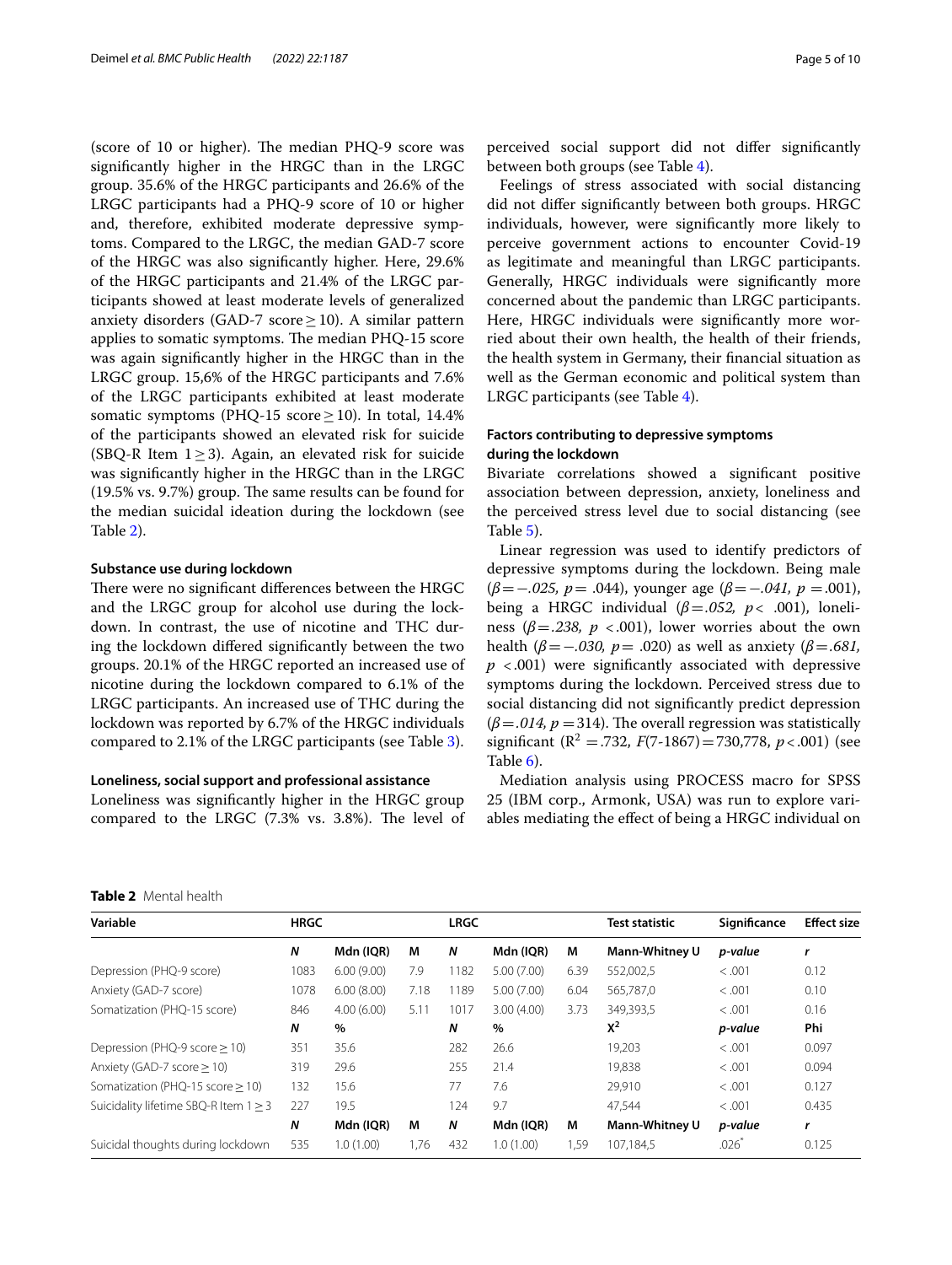(score of 10 or higher). The median PHQ-9 score was significantly higher in the HRGC than in the LRGC group. 35.6% of the HRGC participants and 26.6% of the LRGC participants had a PHQ-9 score of 10 or higher and, therefore, exhibited moderate depressive symptoms. Compared to the LRGC, the median GAD-7 score of the HRGC was also significantly higher. Here, 29.6% of the HRGC participants and 21.4% of the LRGC participants showed at least moderate levels of generalized anxiety disorders (GAD-7 score ≥ 10). A similar pattern applies to somatic symptoms. The median PHQ-15 score was again significantly higher in the HRGC than in the LRGC group. 15,6% of the HRGC participants and 7.6% of the LRGC participants exhibited at least moderate somatic symptoms (PHQ-15 score ≥ 10). In total, 14.4% of the participants showed an elevated risk for suicide (SBQ-R Item 1 ≥ 3). Again, an elevated risk for suicide was significantly higher in the HRGC than in the LRGC (19.5% vs. 9.7%) group. The same results can be found for the median suicidal ideation during the lockdown (see Table 2).

#### Substance use during lockdown

There were no significant differences between the HRGC and the LRGC group for alcohol use during the lockdown. In contrast, the use of nicotine and THC during the lockdown differed significantly between the two groups. 20.1% of the HRGC reported an increased use of nicotine during the lockdown compared to 6.1% of the LRGC participants. An increased use of THC during the lockdown was reported by 6.7% of the HRGC individuals compared to 2.1% of the LRGC participants (see Table 3).

#### Loneliness, social support and professional assistance

Loneliness was significantly higher in the HRGC group compared to the LRGC (7.3% vs. 3.8%). The level of perceived social support did not differ significantly between both groups (see Table 4).

Feelings of stress associated with social distancing did not differ significantly between both groups. HRGC individuals, however, were significantly more likely to perceive government actions to encounter Covid-19 as legitimate and meaningful than LRGC participants. Generally, HRGC individuals were significantly more concerned about the pandemic than LRGC participants. Here, HRGC individuals were significantly more worried about their own health, the health of their friends, the health system in Germany, their financial situation as well as the German economic and political system than LRGC participants (see Table 4).

### Factors contributing to depressive symptoms during the lockdown

Bivariate correlations showed a significant positive association between depression, anxiety, loneliness and the perceived stress level due to social distancing (see Table 5).

Linear regression was used to identify predictors of depressive symptoms during the lockdown. Being male ($\beta = -.025$, $p = .044$), younger age ($\beta = -.041$, $p = .001$), being a HRGC individual ($\beta = .052$, $p < .001$), loneliness ($\beta = .238$, $p < .001$), lower worries about the own health ($\beta = -.030$, $p = .020$) as well as anxiety ($\beta = .681$, $p < .001$) were significantly associated with depressive symptoms during the lockdown. Perceived stress due to social distancing did not significantly predict depression ($\beta = .014$, $p = 314$). The overall regression was statistically significant ($R^2 = .732$, $F(7\text{-}1867) = 730{,}778$, $p < .001$) (see Table 6).

Mediation analysis using PROCESS macro for SPSS 25 (IBM corp., Armonk, USA) was run to explore variables mediating the effect of being a HRGC individual on

**Table 2** Mental health

| Variable | HRGC | | | LRGC | | | Test statistic | Significance | Effect size |
|---|---|---|---|---|---|---|---|---|---|
| | N | Mdn (IQR) | M | N | Mdn (IQR) | M | Mann-Whitney U | p-value | r |
| Depression (PHQ-9 score) | 1083 | 6.00 (9.00) | 7.9 | 1182 | 5.00 (7.00) | 6.39 | 552,002,5 | < .001 | 0.12 |
| Anxiety (GAD-7 score) | 1078 | 6.00 (8.00) | 7.18 | 1189 | 5.00 (7.00) | 6.04 | 565,787,0 | < .001 | 0.10 |
| Somatization (PHQ-15 score) | 846 | 4.00 (6.00) | 5.11 | 1017 | 3.00 (4.00) | 3.73 | 349,393,5 | < .001 | 0.16 |
| | N | % | | N | % | | $X^2$ | p-value | Phi |
| Depression (PHQ-9 score ≥ 10) | 351 | 35.6 | | 282 | 26.6 | | 19,203 | < .001 | 0.097 |
| Anxiety (GAD-7 score ≥ 10) | 319 | 29.6 | | 255 | 21.4 | | 19,838 | < .001 | 0.094 |
| Somatization (PHQ-15 score ≥ 10) | 132 | 15.6 | | 77 | 7.6 | | 29,910 | < .001 | 0.127 |
| Suicidality lifetime SBQ-R Item 1 ≥ 3 | 227 | 19.5 | | 124 | 9.7 | | 47,544 | < .001 | 0.435 |
| | N | Mdn (IQR) | M | N | Mdn (IQR) | M | Mann-Whitney U | p-value | r |
| Suicidal thoughts during lockdown | 535 | 1.0 (1.00) | 1,76 | 432 | 1.0 (1.00) | 1,59 | 107,184,5 | .026* | 0.125 |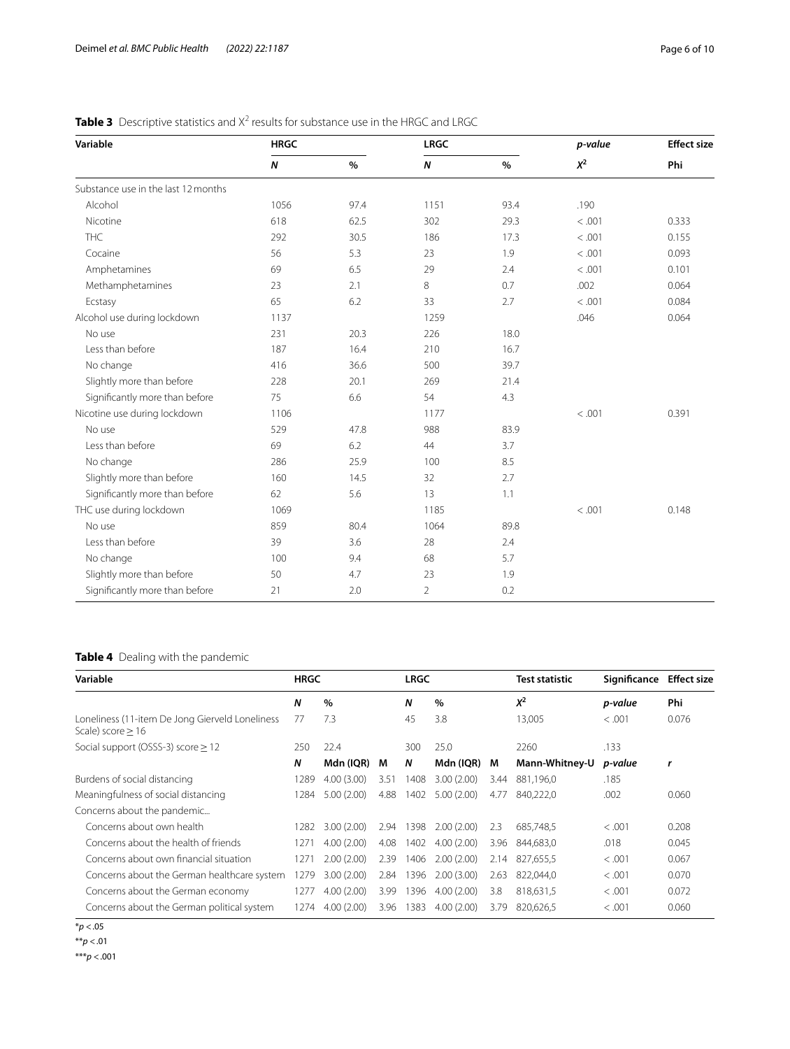**Table 3** Descriptive statistics and $X^2$ results for substance use in the HRGC and LRGC

| Variable | HRGC | | LRGC | | *p-value* | Effect size |
|---|---|---|---|---|---|---|
| | *N* | % | *N* | % | $X^2$ | Phi |
| Substance use in the last 12 months | | | | | | |
| Alcohol | 1056 | 97.4 | 1151 | 93.4 | .190 | |
| Nicotine | 618 | 62.5 | 302 | 29.3 | < .001 | 0.333 |
| THC | 292 | 30.5 | 186 | 17.3 | < .001 | 0.155 |
| Cocaine | 56 | 5.3 | 23 | 1.9 | < .001 | 0.093 |
| Amphetamines | 69 | 6.5 | 29 | 2.4 | < .001 | 0.101 |
| Methamphetamines | 23 | 2.1 | 8 | 0.7 | .002 | 0.064 |
| Ecstasy | 65 | 6.2 | 33 | 2.7 | < .001 | 0.084 |
| Alcohol use during lockdown | 1137 | | 1259 | | .046 | 0.064 |
| No use | 231 | 20.3 | 226 | 18.0 | | |
| Less than before | 187 | 16.4 | 210 | 16.7 | | |
| No change | 416 | 36.6 | 500 | 39.7 | | |
| Slightly more than before | 228 | 20.1 | 269 | 21.4 | | |
| Significantly more than before | 75 | 6.6 | 54 | 4.3 | | |
| Nicotine use during lockdown | 1106 | | 1177 | | < .001 | 0.391 |
| No use | 529 | 47.8 | 988 | 83.9 | | |
| Less than before | 69 | 6.2 | 44 | 3.7 | | |
| No change | 286 | 25.9 | 100 | 8.5 | | |
| Slightly more than before | 160 | 14.5 | 32 | 2.7 | | |
| Significantly more than before | 62 | 5.6 | 13 | 1.1 | | |
| THC use during lockdown | 1069 | | 1185 | | < .001 | 0.148 |
| No use | 859 | 80.4 | 1064 | 89.8 | | |
| Less than before | 39 | 3.6 | 28 | 2.4 | | |
| No change | 100 | 9.4 | 68 | 5.7 | | |
| Slightly more than before | 50 | 4.7 | 23 | 1.9 | | |
| Significantly more than before | 21 | 2.0 | 2 | 0.2 | | |

**Table 4** Dealing with the pandemic

| Variable | HRGC | | | LRGC | | | Test statistic | Significance | Effect size |
|---|---|---|---|---|---|---|---|---|---|
| | *N* | % | | *N* | % | | $X^2$ | *p-value* | Phi |
| Loneliness (11-item De Jong Gierveld Loneliness Scale) score ≥ 16 | 77 | 7.3 | | 45 | 3.8 | | 13,005 | < .001 | 0.076 |
| Social support (OSSS-3) score ≥ 12 | 250 | 22.4 | | 300 | 25.0 | | 2260 | .133 | |
| | *N* | Mdn (IQR) | M | *N* | Mdn (IQR) | M | Mann-Whitney-U | *p-value* | *r* |
| Burdens of social distancing | 1289 | 4.00 (3.00) | 3.51 | 1408 | 3.00 (2.00) | 3.44 | 881,196,0 | .185 | |
| Meaningfulness of social distancing | 1284 | 5.00 (2.00) | 4.88 | 1402 | 5.00 (2.00) | 4.77 | 840,222,0 | .002 | 0.060 |
| Concerns about the pandemic... | | | | | | | | | |
| Concerns about own health | 1282 | 3.00 (2.00) | 2.94 | 1398 | 2.00 (2.00) | 2.3 | 685,748,5 | < .001 | 0.208 |
| Concerns about the health of friends | 1271 | 4.00 (2.00) | 4.08 | 1402 | 4.00 (2.00) | 3.96 | 844,683,0 | .018 | 0.045 |
| Concerns about own financial situation | 1271 | 2.00 (2.00) | 2.39 | 1406 | 2.00 (2.00) | 2.14 | 827,655,5 | < .001 | 0.067 |
| Concerns about the German healthcare system | 1279 | 3.00 (2.00) | 2.84 | 1396 | 2.00 (3.00) | 2.63 | 822,044,0 | < .001 | 0.070 |
| Concerns about the German economy | 1277 | 4.00 (2.00) | 3.99 | 1396 | 4.00 (2.00) | 3.8 | 818,631,5 | < .001 | 0.072 |
| Concerns about the German political system | 1274 | 4.00 (2.00) | 3.96 | 1383 | 4.00 (2.00) | 3.79 | 820,626,5 | < .001 | 0.060 |

$^{*}p < .05$

$^{**}p < .01$

$^{***}p < .001$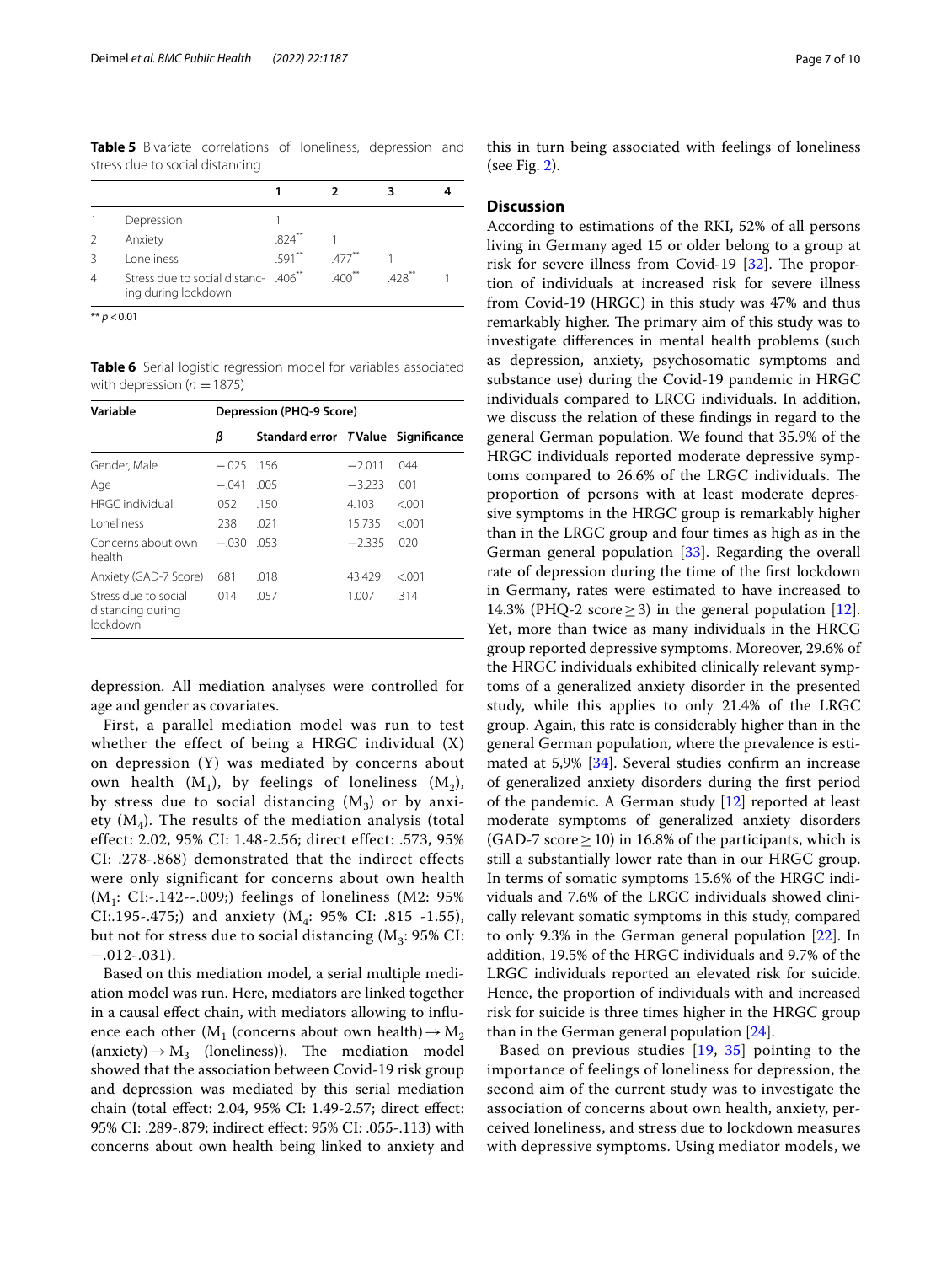**Table 5** Bivariate correlations of loneliness, depression and stress due to social distancing

| | | 1 | 2 | 3 | 4 |
|---|---|---|---|---|---|
| 1 | Depression | 1 | | | |
| 2 | Anxiety | .824** | 1 | | |
| 3 | Loneliness | .591** | .477** | 1 | |
| 4 | Stress due to social distancing during lockdown | .406** | .400** | .428** | 1 |

** $p < 0.01$

**Table 6** Serial logistic regression model for variables associated with depression ($n = 1875$)

| Variable | Depression (PHQ-9 Score) | | | |
|---|---|---|---|---|
| | *β* | Standard error | *T* Value | Significance |
| Gender, Male | −.025 | .156 | −2.011 | .044 |
| Age | −.041 | .005 | −3.233 | .001 |
| HRGC individual | .052 | .150 | 4.103 | <.001 |
| Loneliness | .238 | .021 | 15.735 | <.001 |
| Concerns about own health | −.030 | .053 | −2.335 | .020 |
| Anxiety (GAD-7 Score) | .681 | .018 | 43.429 | <.001 |
| Stress due to social distancing during lockdown | .014 | .057 | 1.007 | .314 |

depression. All mediation analyses were controlled for age and gender as covariates.

First, a parallel mediation model was run to test whether the effect of being a HRGC individual (X) on depression (Y) was mediated by concerns about own health ($M_1$), by feelings of loneliness ($M_2$), by stress due to social distancing ($M_3$) or by anxiety ($M_4$). The results of the mediation analysis (total effect: 2.02, 95% CI: 1.48-2.56; direct effect: .573, 95% CI: .278-.868) demonstrated that the indirect effects were only significant for concerns about own health ($M_1$: CI:-.142--.009;) feelings of loneliness (M2: 95% CI:.195-.475;) and anxiety ($M_4$: 95% CI: .815 -1.55), but not for stress due to social distancing ($M_3$: 95% CI: −.012-.031).

Based on this mediation model, a serial multiple mediation model was run. Here, mediators are linked together in a causal effect chain, with mediators allowing to influence each other ($M_1$ (concerns about own health) → $M_2$ (anxiety) → $M_3$ (loneliness)). The mediation model showed that the association between Covid-19 risk group and depression was mediated by this serial mediation chain (total effect: 2.04, 95% CI: 1.49-2.57; direct effect: 95% CI: .289-.879; indirect effect: 95% CI: .055-.113) with concerns about own health being linked to anxiety and this in turn being associated with feelings of loneliness (see Fig. 2).

## Discussion

According to estimations of the RKI, 52% of all persons living in Germany aged 15 or older belong to a group at risk for severe illness from Covid-19 [32]. The proportion of individuals at increased risk for severe illness from Covid-19 (HRGC) in this study was 47% and thus remarkably higher. The primary aim of this study was to investigate differences in mental health problems (such as depression, anxiety, psychosomatic symptoms and substance use) during the Covid-19 pandemic in HRGC individuals compared to LRCG individuals. In addition, we discuss the relation of these findings in regard to the general German population. We found that 35.9% of the HRGC individuals reported moderate depressive symptoms compared to 26.6% of the LRGC individuals. The proportion of persons with at least moderate depressive symptoms in the HRGC group is remarkably higher than in the LRGC group and four times as high as in the German general population [33]. Regarding the overall rate of depression during the time of the first lockdown in Germany, rates were estimated to have increased to 14.3% (PHQ-2 score ≥ 3) in the general population [12]. Yet, more than twice as many individuals in the HRCG group reported depressive symptoms. Moreover, 29.6% of the HRGC individuals exhibited clinically relevant symptoms of a generalized anxiety disorder in the presented study, while this applies to only 21.4% of the LRGC group. Again, this rate is considerably higher than in the general German population, where the prevalence is estimated at 5,9% [34]. Several studies confirm an increase of generalized anxiety disorders during the first period of the pandemic. A German study [12] reported at least moderate symptoms of generalized anxiety disorders (GAD-7 score ≥ 10) in 16.8% of the participants, which is still a substantially lower rate than in our HRGC group. In terms of somatic symptoms 15.6% of the HRGC individuals and 7.6% of the LRGC individuals showed clinically relevant somatic symptoms in this study, compared to only 9.3% in the German general population [22]. In addition, 19.5% of the HRGC individuals and 9.7% of the LRGC individuals reported an elevated risk for suicide. Hence, the proportion of individuals with and increased risk for suicide is three times higher in the HRGC group than in the German general population [24].

Based on previous studies [19, 35] pointing to the importance of feelings of loneliness for depression, the second aim of the current study was to investigate the association of concerns about own health, anxiety, perceived loneliness, and stress due to lockdown measures with depressive symptoms. Using mediator models, we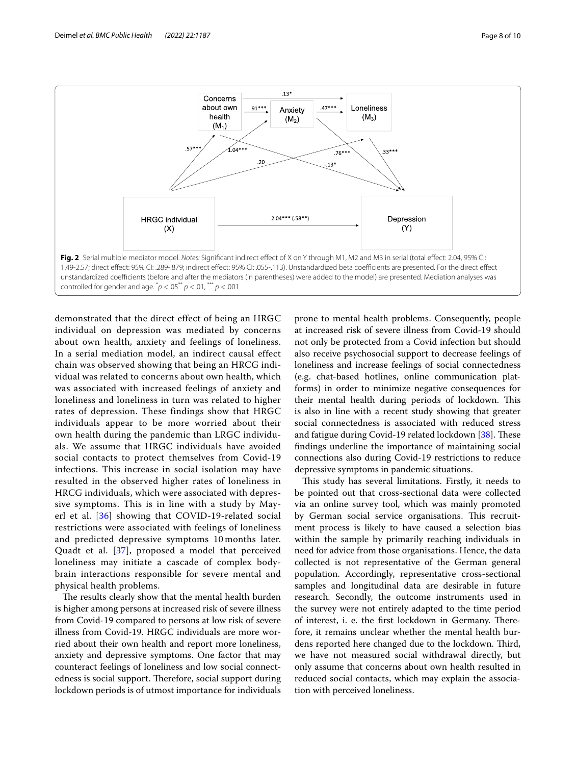Fig. 2 Serial multiple mediator model. *Notes:* Significant indirect effect of X on Y through M1, M2 and M3 in serial (total effect: 2.04, 95% CI: 1.49-2.57; direct effect: 95% CI: .289-.879; indirect effect: 95% CI: .055-.113). Unstandardized beta coefficients are presented. For the direct effect unstandardized coefficients (before and after the mediators (in parentheses) were added to the model) are presented. Mediation analyses was controlled for gender and age. $^{*}p < .05$ $^{**}p < .01$, $^{***}p < .001$

demonstrated that the direct effect of being an HRGC individual on depression was mediated by concerns about own health, anxiety and feelings of loneliness. In a serial mediation model, an indirect causal effect chain was observed showing that being an HRCG individual was related to concerns about own health, which was associated with increased feelings of anxiety and loneliness and loneliness in turn was related to higher rates of depression. These findings show that HRGC individuals appear to be more worried about their own health during the pandemic than LRGC individuals. We assume that HRGC individuals have avoided social contacts to protect themselves from Covid-19 infections. This increase in social isolation may have resulted in the observed higher rates of loneliness in HRCG individuals, which were associated with depressive symptoms. This is in line with a study by Mayerl et al. [36] showing that COVID-19-related social restrictions were associated with feelings of loneliness and predicted depressive symptoms 10 months later. Quadt et al. [37], proposed a model that perceived loneliness may initiate a cascade of complex body-brain interactions responsible for severe mental and physical health problems.

The results clearly show that the mental health burden is higher among persons at increased risk of severe illness from Covid-19 compared to persons at low risk of severe illness from Covid-19. HRGC individuals are more worried about their own health and report more loneliness, anxiety and depressive symptoms. One factor that may counteract feelings of loneliness and low social connectedness is social support. Therefore, social support during lockdown periods is of utmost importance for individuals prone to mental health problems. Consequently, people at increased risk of severe illness from Covid-19 should not only be protected from a Covid infection but should also receive psychosocial support to decrease feelings of loneliness and increase feelings of social connectedness (e.g. chat-based hotlines, online communication platforms) in order to minimize negative consequences for their mental health during periods of lockdown. This is also in line with a recent study showing that greater social connectedness is associated with reduced stress and fatigue during Covid-19 related lockdown [38]. These findings underline the importance of maintaining social connections also during Covid-19 restrictions to reduce depressive symptoms in pandemic situations.

This study has several limitations. Firstly, it needs to be pointed out that cross-sectional data were collected via an online survey tool, which was mainly promoted by German social service organisations. This recruitment process is likely to have caused a selection bias within the sample by primarily reaching individuals in need for advice from those organisations. Hence, the data collected is not representative of the German general population. Accordingly, representative cross-sectional samples and longitudinal data are desirable in future research. Secondly, the outcome instruments used in the survey were not entirely adapted to the time period of interest, i. e. the first lockdown in Germany. Therefore, it remains unclear whether the mental health burdens reported here changed due to the lockdown. Third, we have not measured social withdrawal directly, but only assume that concerns about own health resulted in reduced social contacts, which may explain the association with perceived loneliness.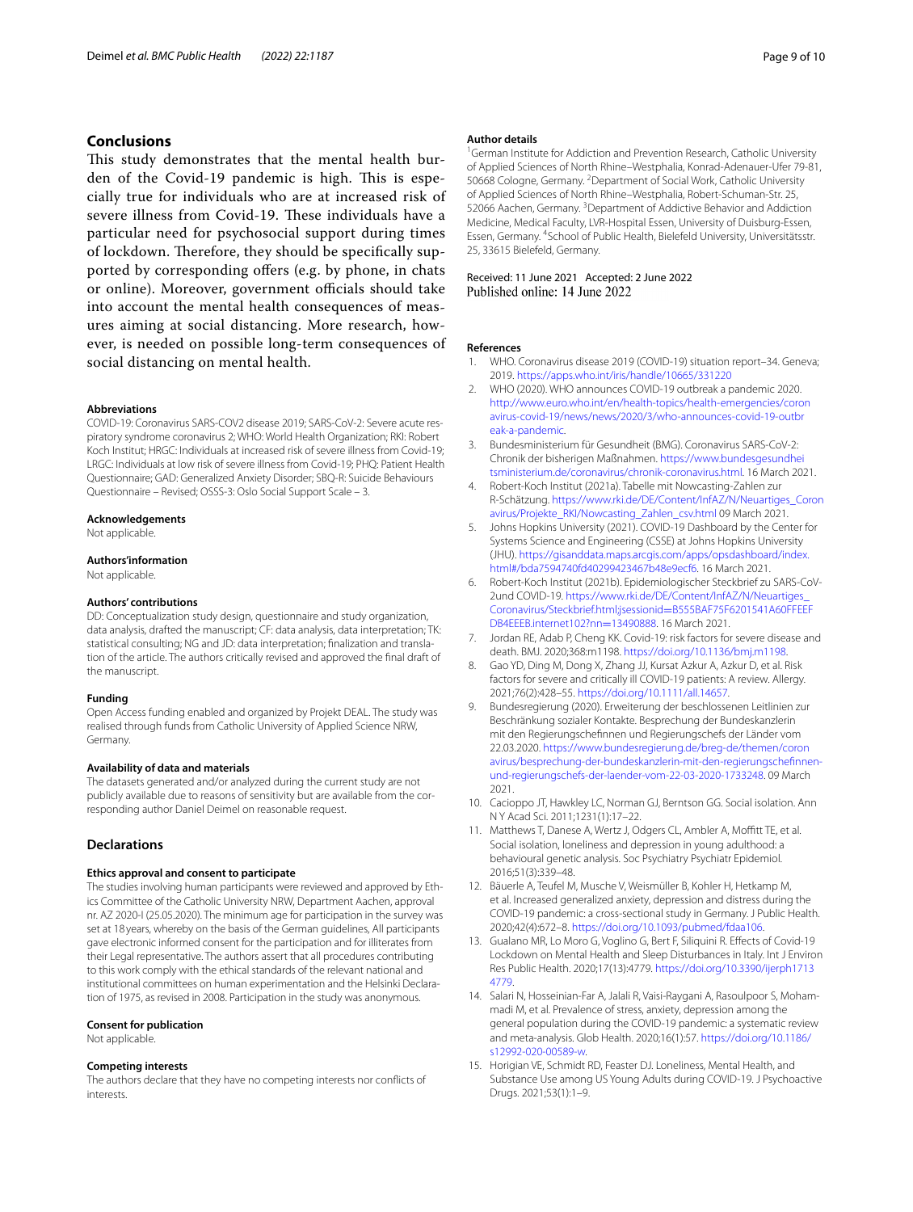## Conclusions

This study demonstrates that the mental health burden of the Covid-19 pandemic is high. This is especially true for individuals who are at increased risk of severe illness from Covid-19. These individuals have a particular need for psychosocial support during times of lockdown. Therefore, they should be specifically supported by corresponding offers (e.g. by phone, in chats or online). Moreover, government officials should take into account the mental health consequences of measures aiming at social distancing. More research, however, is needed on possible long-term consequences of social distancing on mental health.

#### Abbreviations

COVID-19: Coronavirus SARS-COV2 disease 2019; SARS-CoV-2: Severe acute respiratory syndrome coronavirus 2; WHO: World Health Organization; RKI: Robert Koch Institut; HRGC: Individuals at increased risk of severe illness from Covid-19; LRGC: Individuals at low risk of severe illness from Covid-19; PHQ: Patient Health Questionnaire; GAD: Generalized Anxiety Disorder; SBQ-R: Suicide Behaviours Questionnaire – Revised; OSSS-3: Oslo Social Support Scale – 3.

#### Acknowledgements

Not applicable.

#### Authors'information

Not applicable.

#### Authors' contributions

DD: Conceptualization study design, questionnaire and study organization, data analysis, drafted the manuscript; CF: data analysis, data interpretation; TK: statistical consulting; NG and JD: data interpretation; finalization and translation of the article. The authors critically revised and approved the final draft of the manuscript.

#### Funding

Open Access funding enabled and organized by Projekt DEAL. The study was realised through funds from Catholic University of Applied Science NRW, Germany.

#### Availability of data and materials

The datasets generated and/or analyzed during the current study are not publicly available due to reasons of sensitivity but are available from the corresponding author Daniel Deimel on reasonable request.

### Declarations

#### Ethics approval and consent to participate

The studies involving human participants were reviewed and approved by Ethics Committee of the Catholic University NRW, Department Aachen, approval nr. AZ 2020-I (25.05.2020). The minimum age for participation in the survey was set at 18 years, whereby on the basis of the German guidelines, All participants gave electronic informed consent for the participation and for illiterates from their Legal representative. The authors assert that all procedures contributing to this work comply with the ethical standards of the relevant national and institutional committees on human experimentation and the Helsinki Declaration of 1975, as revised in 2008. Participation in the study was anonymous.

#### Consent for publication

Not applicable.

#### Competing interests

The authors declare that they have no competing interests nor conflicts of interests.

#### Author details

[1]German Institute for Addiction and Prevention Research, Catholic University of Applied Sciences of North Rhine–Westphalia, Konrad-Adenauer-Ufer 79-81, 50668 Cologne, Germany. [2]Department of Social Work, Catholic University of Applied Sciences of North Rhine–Westphalia, Robert-Schuman-Str. 25, 52066 Aachen, Germany. [3]Department of Addictive Behavior and Addiction Medicine, Medical Faculty, LVR-Hospital Essen, University of Duisburg-Essen, Essen, Germany. [4]School of Public Health, Bielefeld University, Universitätsstr. 25, 33615 Bielefeld, Germany.

Received: 11 June 2021 Accepted: 2 June 2022
Published online: 14 June 2022

#### References

1. WHO. Coronavirus disease 2019 (COVID-19) situation report–34. Geneva; 2019. https://apps.who.int/iris/handle/10665/331220
2. WHO (2020). WHO announces COVID-19 outbreak a pandemic 2020. http://www.euro.who.int/en/health-topics/health-emergencies/coronavirus-covid-19/news/news/2020/3/who-announces-covid-19-outbreak-a-pandemic.
3. Bundesministerium für Gesundheit (BMG). Coronavirus SARS-CoV-2: Chronik der bisherigen Maßnahmen. https://www.bundesgesundheitsministerium.de/coronavirus/chronik-coronavirus.html. 16 March 2021.
4. Robert-Koch Institut (2021a). Tabelle mit Nowcasting-Zahlen zur R-Schätzung. https://www.rki.de/DE/Content/InfAZ/N/Neuartiges_Coronavirus/Projekte_RKI/Nowcasting_Zahlen_csv.html 09 March 2021.
5. Johns Hopkins University (2021). COVID-19 Dashboard by the Center for Systems Science and Engineering (CSSE) at Johns Hopkins University (JHU). https://gisanddata.maps.arcgis.com/apps/opsdashboard/index.html#/bda7594740fd40299423467b48e9ecf6. 16 March 2021.
6. Robert-Koch Institut (2021b). Epidemiologischer Steckbrief zu SARS-CoV-2und COVID-19. https://www.rki.de/DE/Content/InfAZ/N/Neuartiges_Coronavirus/Steckbrief.html;jsessionid=B555BAF75F6201541A60FFEEFDB4EEEB.internet102?nn=13490888. 16 March 2021.
7. Jordan RE, Adab P, Cheng KK. Covid-19: risk factors for severe disease and death. BMJ. 2020;368:m1198. https://doi.org/10.1136/bmj.m1198.
8. Gao YD, Ding M, Dong X, Zhang JJ, Kursat Azkur A, Azkur D, et al. Risk factors for severe and critically ill COVID-19 patients: A review. Allergy. 2021;76(2):428–55. https://doi.org/10.1111/all.14657.
9. Bundesregierung (2020). Erweiterung der beschlossenen Leitlinien zur Beschränkung sozialer Kontakte. Besprechung der Bundeskanzlerin mit den Regierungschefinnen und Regierungschefs der Länder vom 22.03.2020. https://www.bundesregierung.de/breg-de/themen/coronavirus/besprechung-der-bundeskanzlerin-mit-den-regierungschefinnen-und-regierungschefs-der-laender-vom-22-03-2020-1733248. 09 March 2021.
10. Cacioppo JT, Hawkley LC, Norman GJ, Berntson GG. Social isolation. Ann N Y Acad Sci. 2011;1231(1):17–22.
11. Matthews T, Danese A, Wertz J, Odgers CL, Ambler A, Moffitt TE, et al. Social isolation, loneliness and depression in young adulthood: a behavioural genetic analysis. Soc Psychiatry Psychiatr Epidemiol. 2016;51(3):339–48.
12. Bäuerle A, Teufel M, Musche V, Weismüller B, Kohler H, Hetkamp M, et al. Increased generalized anxiety, depression and distress during the COVID-19 pandemic: a cross-sectional study in Germany. J Public Health. 2020;42(4):672–8. https://doi.org/10.1093/pubmed/fdaa106.
13. Gualano MR, Lo Moro G, Voglino G, Bert F, Siliquini R. Effects of Covid-19 Lockdown on Mental Health and Sleep Disturbances in Italy. Int J Environ Res Public Health. 2020;17(13):4779. https://doi.org/10.3390/ijerph17134779.
14. Salari N, Hosseinian-Far A, Jalali R, Vaisi-Raygani A, Rasoulpoor S, Mohammadi M, et al. Prevalence of stress, anxiety, depression among the general population during the COVID-19 pandemic: a systematic review and meta-analysis. Glob Health. 2020;16(1):57. https://doi.org/10.1186/s12992-020-00589-w.
15. Horigian VE, Schmidt RD, Feaster DJ. Loneliness, Mental Health, and Substance Use among US Young Adults during COVID-19. J Psychoactive Drugs. 2021;53(1):1–9.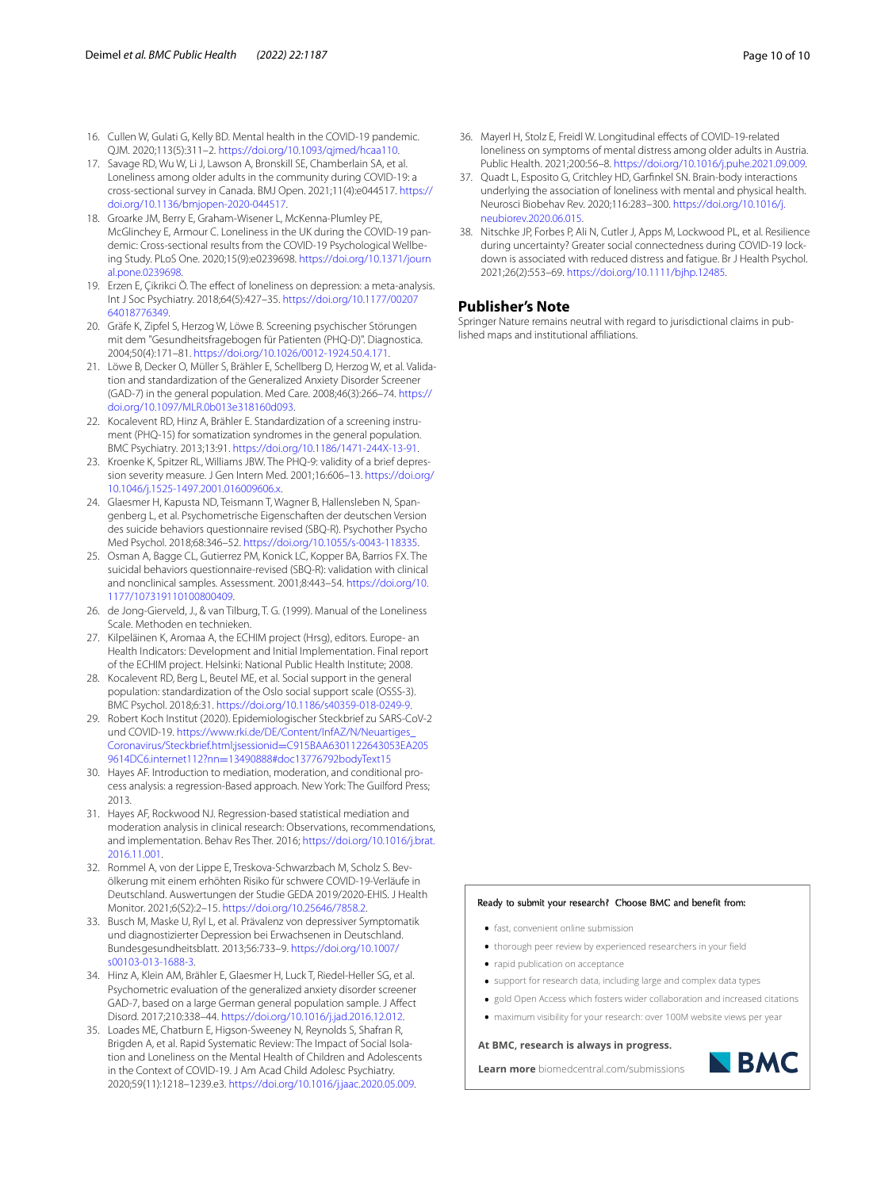16. Cullen W, Gulati G, Kelly BD. Mental health in the COVID-19 pandemic. QJM. 2020;113(5):311–2. https://doi.org/10.1093/qjmed/hcaa110.
17. Savage RD, Wu W, Li J, Lawson A, Bronskill SE, Chamberlain SA, et al. Loneliness among older adults in the community during COVID-19: a cross-sectional survey in Canada. BMJ Open. 2021;11(4):e044517. https://doi.org/10.1136/bmjopen-2020-044517.
18. Groarke JM, Berry E, Graham-Wisener L, McKenna-Plumley PE, McGlinchey E, Armour C. Loneliness in the UK during the COVID-19 pandemic: Cross-sectional results from the COVID-19 Psychological Wellbeing Study. PLoS One. 2020;15(9):e0239698. https://doi.org/10.1371/journal.pone.0239698.
19. Erzen E, Çikrikci Ö. The effect of loneliness on depression: a meta-analysis. Int J Soc Psychiatry. 2018;64(5):427–35. https://doi.org/10.1177/0020764018776349.
20. Gräfe K, Zipfel S, Herzog W, Löwe B. Screening psychischer Störungen mit dem "Gesundheitsfragebogen für Patienten (PHQ-D)". Diagnostica. 2004;50(4):171–81. https://doi.org/10.1026/0012-1924.50.4.171.
21. Löwe B, Decker O, Müller S, Brähler E, Schellberg D, Herzog W, et al. Validation and standardization of the Generalized Anxiety Disorder Screener (GAD-7) in the general population. Med Care. 2008;46(3):266–74. https://doi.org/10.1097/MLR.0b013e318160d093.
22. Kocalevent RD, Hinz A, Brähler E. Standardization of a screening instrument (PHQ-15) for somatization syndromes in the general population. BMC Psychiatry. 2013;13:91. https://doi.org/10.1186/1471-244X-13-91.
23. Kroenke K, Spitzer RL, Williams JBW. The PHQ-9: validity of a brief depression severity measure. J Gen Intern Med. 2001;16:606–13. https://doi.org/10.1046/j.1525-1497.2001.016009606.x.
24. Glaesmer H, Kapusta ND, Teismann T, Wagner B, Hallensleben N, Spangenberg L, et al. Psychometrische Eigenschaften der deutschen Version des suicide behaviors questionnaire revised (SBQ-R). Psychother Psycho Med Psychol. 2018;68:346–52. https://doi.org/10.1055/s-0043-118335.
25. Osman A, Bagge CL, Gutierrez PM, Konick LC, Kopper BA, Barrios FX. The suicidal behaviors questionnaire-revised (SBQ-R): validation with clinical and nonclinical samples. Assessment. 2001;8:443–54. https://doi.org/10.1177/107319110100800409.
26. de Jong-Gierveld, J., & van Tilburg, T. G. (1999). Manual of the Loneliness Scale. Methoden en technieken.
27. Kilpeläinen K, Aromaa A, the ECHIM project (Hrsg), editors. Europe- an Health Indicators: Development and Initial Implementation. Final report of the ECHIM project. Helsinki: National Public Health Institute; 2008.
28. Kocalevent RD, Berg L, Beutel ME, et al. Social support in the general population: standardization of the Oslo social support scale (OSSS-3). BMC Psychol. 2018;6:31. https://doi.org/10.1186/s40359-018-0249-9.
29. Robert Koch Institut (2020). Epidemiologischer Steckbrief zu SARS-CoV-2 und COVID-19. https://www.rki.de/DE/Content/InfAZ/N/Neuartiges_Coronavirus/Steckbrief.html;jsessionid=C915BAA6301122643053EA2059614DC6.internet112?nn=13490888#doc13776792bodyText15
30. Hayes AF. Introduction to mediation, moderation, and conditional process analysis: a regression-Based approach. New York: The Guilford Press; 2013.
31. Hayes AF, Rockwood NJ. Regression-based statistical mediation and moderation analysis in clinical research: Observations, recommendations, and implementation. Behav Res Ther. 2016; https://doi.org/10.1016/j.brat.2016.11.001.
32. Rommel A, von der Lippe E, Treskova-Schwarzbach M, Scholz S. Bevölkerung mit einem erhöhten Risiko für schwere COVID-19-Verläufe in Deutschland. Auswertungen der Studie GEDA 2019/2020-EHIS. J Health Monitor. 2021;6(S2):2–15. https://doi.org/10.25646/7858.2.
33. Busch M, Maske U, Ryl L, et al. Prävalenz von depressiver Symptomatik und diagnostizierter Depression bei Erwachsenen in Deutschland. Bundesgesundheitsblatt. 2013;56:733–9. https://doi.org/10.1007/s00103-013-1688-3.
34. Hinz A, Klein AM, Brähler E, Glaesmer H, Luck T, Riedel-Heller SG, et al. Psychometric evaluation of the generalized anxiety disorder screener GAD-7, based on a large German general population sample. J Affect Disord. 2017;210:338–44. https://doi.org/10.1016/j.jad.2016.12.012.
35. Loades ME, Chatburn E, Higson-Sweeney N, Reynolds S, Shafran R, Brigden A, et al. Rapid Systematic Review: The Impact of Social Isolation and Loneliness on the Mental Health of Children and Adolescents in the Context of COVID-19. J Am Acad Child Adolesc Psychiatry. 2020;59(11):1218–1239.e3. https://doi.org/10.1016/j.jaac.2020.05.009.
36. Mayerl H, Stolz E, Freidl W. Longitudinal effects of COVID-19-related loneliness on symptoms of mental distress among older adults in Austria. Public Health. 2021;200:56–8. https://doi.org/10.1016/j.puhe.2021.09.009.
37. Quadt L, Esposito G, Critchley HD, Garfinkel SN. Brain-body interactions underlying the association of loneliness with mental and physical health. Neurosci Biobehav Rev. 2020;116:283–300. https://doi.org/10.1016/j.neubiorev.2020.06.015.
38. Nitschke JP, Forbes P, Ali N, Cutler J, Apps M, Lockwood PL, et al. Resilience during uncertainty? Greater social connectedness during COVID-19 lockdown is associated with reduced distress and fatigue. Br J Health Psychol. 2021;26(2):553–69. https://doi.org/10.1111/bjhp.12485.

## Publisher's Note

Springer Nature remains neutral with regard to jurisdictional claims in published maps and institutional affiliations.

Ready to submit your research? Choose BMC and benefit from:

- fast, convenient online submission
- thorough peer review by experienced researchers in your field
- rapid publication on acceptance
- support for research data, including large and complex data types
- gold Open Access which fosters wider collaboration and increased citations
- maximum visibility for your research: over 100M website views per year

**At BMC, research is always in progress.**

**Learn more** biomedcentral.com/submissions

BMC